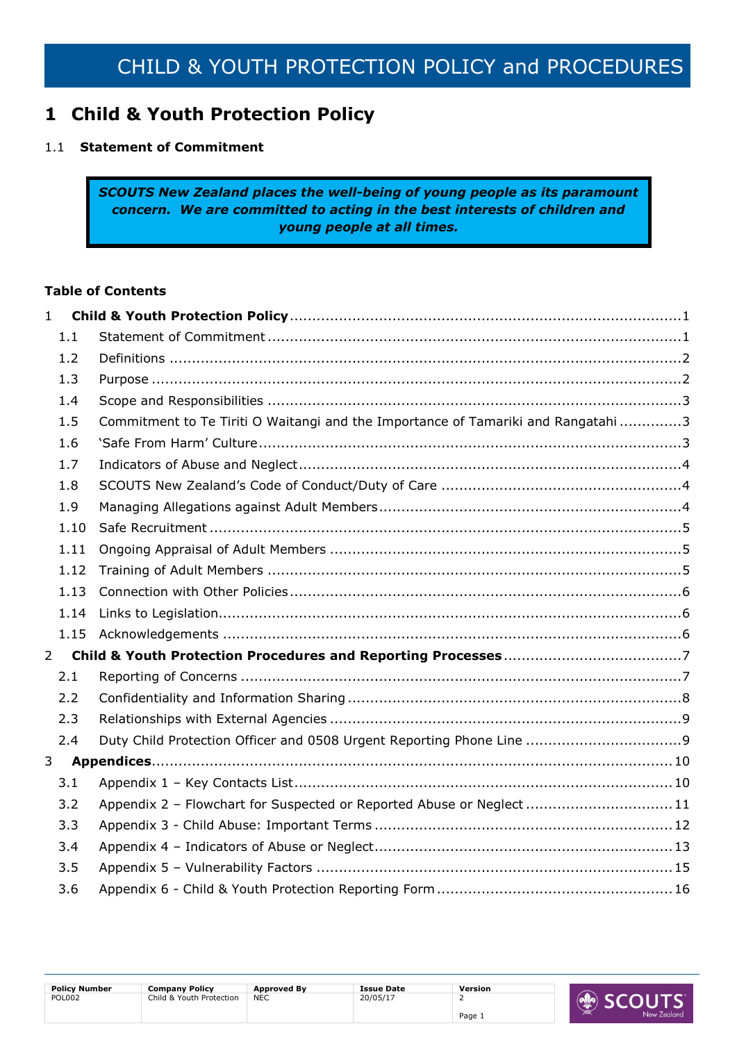# CHILD & YOUTH PROTECTION POLICY and PROCEDURES

## 1 Child & Youth Protection Policy

### 1.1 Statement of Commitment

> ***SCOUTS New Zealand places the well-being of young people as its paramount concern. We are committed to acting in the best interests of children and young people at all times.***

**Table of Contents**

| | | |
|---|---|---|
| 1 | **Child & Youth Protection Policy** | 1 |
| 1.1 | Statement of Commitment | 1 |
| 1.2 | Definitions | 2 |
| 1.3 | Purpose | 2 |
| 1.4 | Scope and Responsibilities | 3 |
| 1.5 | Commitment to Te Tiriti O Waitangi and the Importance of Tamariki and Rangatahi | 3 |
| 1.6 | 'Safe From Harm' Culture | 3 |
| 1.7 | Indicators of Abuse and Neglect | 4 |
| 1.8 | SCOUTS New Zealand's Code of Conduct/Duty of Care | 4 |
| 1.9 | Managing Allegations against Adult Members | 4 |
| 1.10 | Safe Recruitment | 5 |
| 1.11 | Ongoing Appraisal of Adult Members | 5 |
| 1.12 | Training of Adult Members | 5 |
| 1.13 | Connection with Other Policies | 6 |
| 1.14 | Links to Legislation | 6 |
| 1.15 | Acknowledgements | 6 |
| 2 | **Child & Youth Protection Procedures and Reporting Processes** | 7 |
| 2.1 | Reporting of Concerns | 7 |
| 2.2 | Confidentiality and Information Sharing | 8 |
| 2.3 | Relationships with External Agencies | 9 |
| 2.4 | Duty Child Protection Officer and 0508 Urgent Reporting Phone Line | 9 |
| 3 | **Appendices** | 10 |
| 3.1 | Appendix 1 – Key Contacts List | 10 |
| 3.2 | Appendix 2 – Flowchart for Suspected or Reported Abuse or Neglect | 11 |
| 3.3 | Appendix 3 - Child Abuse: Important Terms | 12 |
| 3.4 | Appendix 4 – Indicators of Abuse or Neglect | 13 |
| 3.5 | Appendix 5 – Vulnerability Factors | 15 |
| 3.6 | Appendix 6 - Child & Youth Protection Reporting Form | 16 |

| Policy Number | Company Policy | Approved By | Issue Date | Version |
|---|---|---|---|---|
| POL002 | Child & Youth Protection | NEC | 20/05/17 | 2 |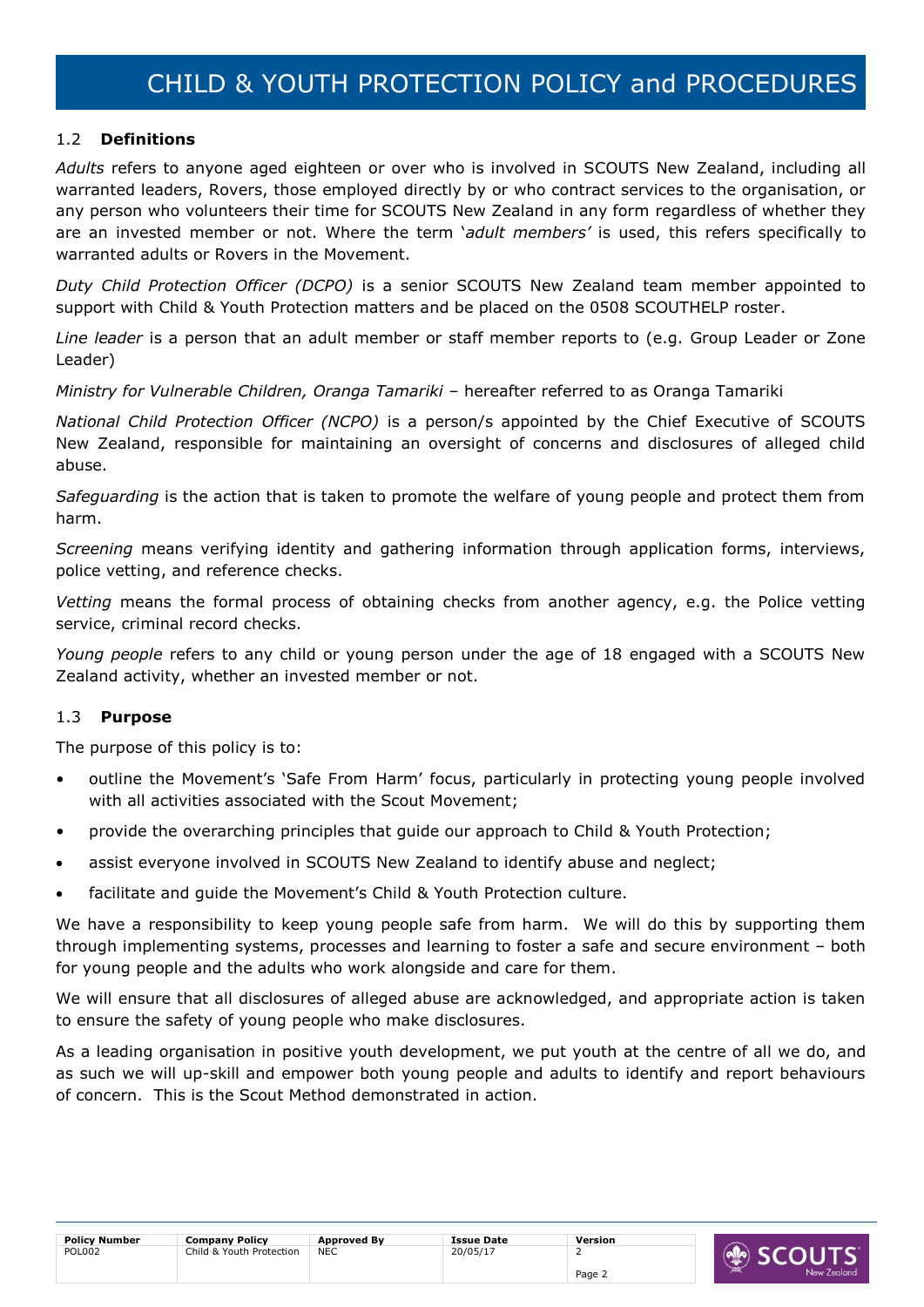### 1.2 **Definitions**

*Adults* refers to anyone aged eighteen or over who is involved in SCOUTS New Zealand, including all warranted leaders, Rovers, those employed directly by or who contract services to the organisation, or any person who volunteers their time for SCOUTS New Zealand in any form regardless of whether they are an invested member or not. Where the term '*adult members'* is used, this refers specifically to warranted adults or Rovers in the Movement.

*Duty Child Protection Officer (DCPO)* is a senior SCOUTS New Zealand team member appointed to support with Child & Youth Protection matters and be placed on the 0508 SCOUTHELP roster.

*Line leader* is a person that an adult member or staff member reports to (e.g. Group Leader or Zone Leader)

*Ministry for Vulnerable Children, Oranga Tamariki* – hereafter referred to as Oranga Tamariki

*National Child Protection Officer (NCPO)* is a person/s appointed by the Chief Executive of SCOUTS New Zealand, responsible for maintaining an oversight of concerns and disclosures of alleged child abuse.

*Safeguarding* is the action that is taken to promote the welfare of young people and protect them from harm.

*Screening* means verifying identity and gathering information through application forms, interviews, police vetting, and reference checks.

*Vetting* means the formal process of obtaining checks from another agency, e.g. the Police vetting service, criminal record checks.

*Young people* refers to any child or young person under the age of 18 engaged with a SCOUTS New Zealand activity, whether an invested member or not.

### 1.3 **Purpose**

The purpose of this policy is to:

- outline the Movement's 'Safe From Harm' focus, particularly in protecting young people involved with all activities associated with the Scout Movement;
- provide the overarching principles that guide our approach to Child & Youth Protection;
- assist everyone involved in SCOUTS New Zealand to identify abuse and neglect;
- facilitate and guide the Movement's Child & Youth Protection culture.

We have a responsibility to keep young people safe from harm. We will do this by supporting them through implementing systems, processes and learning to foster a safe and secure environment – both for young people and the adults who work alongside and care for them.

We will ensure that all disclosures of alleged abuse are acknowledged, and appropriate action is taken to ensure the safety of young people who make disclosures.

As a leading organisation in positive youth development, we put youth at the centre of all we do, and as such we will up-skill and empower both young people and adults to identify and report behaviours of concern. This is the Scout Method demonstrated in action.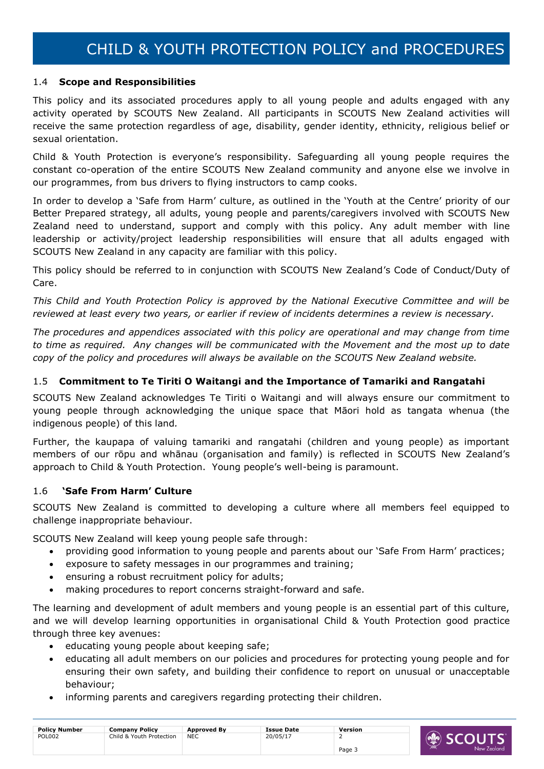### 1.4 **Scope and Responsibilities**

This policy and its associated procedures apply to all young people and adults engaged with any activity operated by SCOUTS New Zealand. All participants in SCOUTS New Zealand activities will receive the same protection regardless of age, disability, gender identity, ethnicity, religious belief or sexual orientation.

Child & Youth Protection is everyone's responsibility. Safeguarding all young people requires the constant co-operation of the entire SCOUTS New Zealand community and anyone else we involve in our programmes, from bus drivers to flying instructors to camp cooks.

In order to develop a 'Safe from Harm' culture, as outlined in the 'Youth at the Centre' priority of our Better Prepared strategy, all adults, young people and parents/caregivers involved with SCOUTS New Zealand need to understand, support and comply with this policy. Any adult member with line leadership or activity/project leadership responsibilities will ensure that all adults engaged with SCOUTS New Zealand in any capacity are familiar with this policy.

This policy should be referred to in conjunction with SCOUTS New Zealand's Code of Conduct/Duty of Care.

*This Child and Youth Protection Policy is approved by the National Executive Committee and will be reviewed at least every two years, or earlier if review of incidents determines a review is necessary.*

*The procedures and appendices associated with this policy are operational and may change from time to time as required. Any changes will be communicated with the Movement and the most up to date copy of the policy and procedures will always be available on the SCOUTS New Zealand website.*

### 1.5 **Commitment to Te Tiriti O Waitangi and the Importance of Tamariki and Rangatahi**

SCOUTS New Zealand acknowledges Te Tiriti o Waitangi and will always ensure our commitment to young people through acknowledging the unique space that Māori hold as tangata whenua (the indigenous people) of this land.

Further, the kaupapa of valuing tamariki and rangatahi (children and young people) as important members of our rōpu and whānau (organisation and family) is reflected in SCOUTS New Zealand's approach to Child & Youth Protection. Young people's well-being is paramount.

### 1.6 **'Safe From Harm' Culture**

SCOUTS New Zealand is committed to developing a culture where all members feel equipped to challenge inappropriate behaviour.

SCOUTS New Zealand will keep young people safe through:

- providing good information to young people and parents about our 'Safe From Harm' practices;
- exposure to safety messages in our programmes and training;
- ensuring a robust recruitment policy for adults;
- making procedures to report concerns straight-forward and safe.

The learning and development of adult members and young people is an essential part of this culture, and we will develop learning opportunities in organisational Child & Youth Protection good practice through three key avenues:

- educating young people about keeping safe;
- educating all adult members on our policies and procedures for protecting young people and for ensuring their own safety, and building their confidence to report on unusual or unacceptable behaviour;
- informing parents and caregivers regarding protecting their children.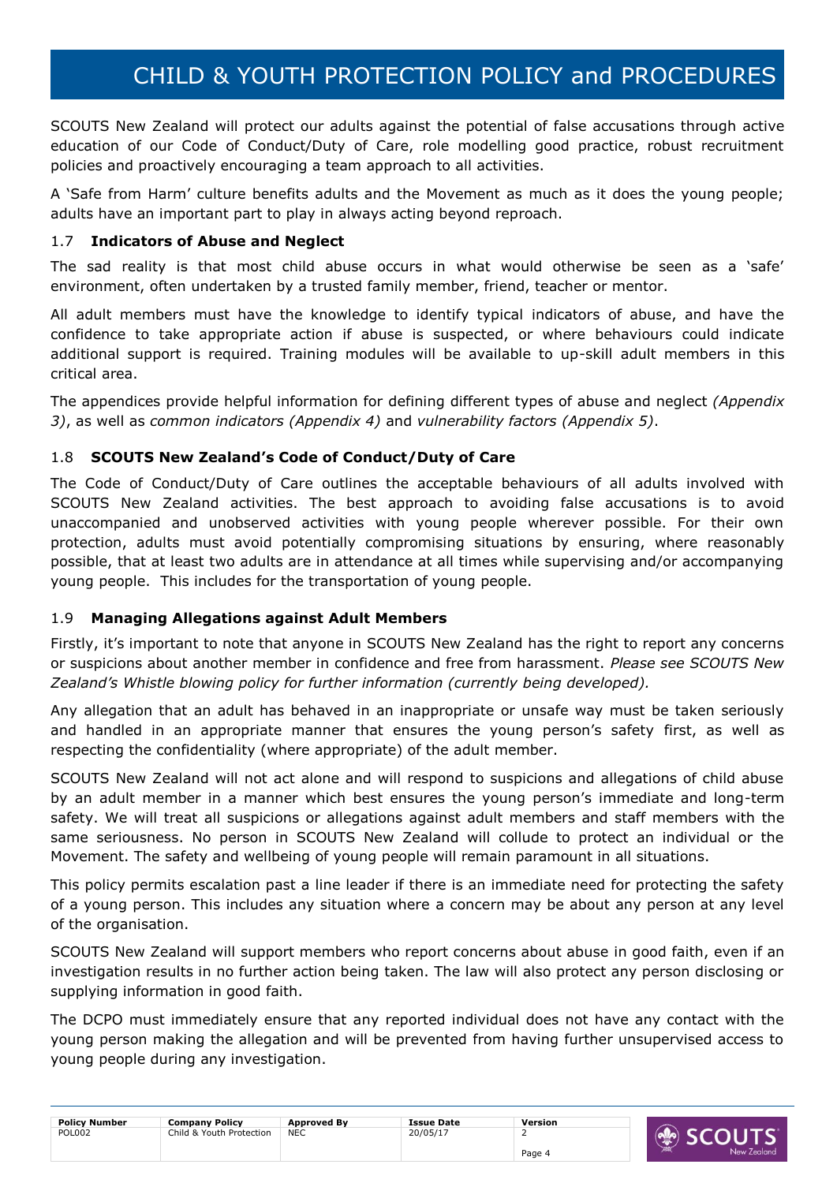SCOUTS New Zealand will protect our adults against the potential of false accusations through active education of our Code of Conduct/Duty of Care, role modelling good practice, robust recruitment policies and proactively encouraging a team approach to all activities.

A 'Safe from Harm' culture benefits adults and the Movement as much as it does the young people; adults have an important part to play in always acting beyond reproach.

### 1.7 **Indicators of Abuse and Neglect**

The sad reality is that most child abuse occurs in what would otherwise be seen as a 'safe' environment, often undertaken by a trusted family member, friend, teacher or mentor.

All adult members must have the knowledge to identify typical indicators of abuse, and have the confidence to take appropriate action if abuse is suspected, or where behaviours could indicate additional support is required. Training modules will be available to up-skill adult members in this critical area.

The appendices provide helpful information for defining different types of abuse and neglect *(Appendix 3)*, as well as *common indicators (Appendix 4)* and *vulnerability factors (Appendix 5)*.

### 1.8 **SCOUTS New Zealand's Code of Conduct/Duty of Care**

The Code of Conduct/Duty of Care outlines the acceptable behaviours of all adults involved with SCOUTS New Zealand activities. The best approach to avoiding false accusations is to avoid unaccompanied and unobserved activities with young people wherever possible. For their own protection, adults must avoid potentially compromising situations by ensuring, where reasonably possible, that at least two adults are in attendance at all times while supervising and/or accompanying young people. This includes for the transportation of young people.

### 1.9 **Managing Allegations against Adult Members**

Firstly, it's important to note that anyone in SCOUTS New Zealand has the right to report any concerns or suspicions about another member in confidence and free from harassment. *Please see SCOUTS New Zealand's Whistle blowing policy for further information (currently being developed).*

Any allegation that an adult has behaved in an inappropriate or unsafe way must be taken seriously and handled in an appropriate manner that ensures the young person's safety first, as well as respecting the confidentiality (where appropriate) of the adult member.

SCOUTS New Zealand will not act alone and will respond to suspicions and allegations of child abuse by an adult member in a manner which best ensures the young person's immediate and long-term safety. We will treat all suspicions or allegations against adult members and staff members with the same seriousness. No person in SCOUTS New Zealand will collude to protect an individual or the Movement. The safety and wellbeing of young people will remain paramount in all situations.

This policy permits escalation past a line leader if there is an immediate need for protecting the safety of a young person. This includes any situation where a concern may be about any person at any level of the organisation.

SCOUTS New Zealand will support members who report concerns about abuse in good faith, even if an investigation results in no further action being taken. The law will also protect any person disclosing or supplying information in good faith.

The DCPO must immediately ensure that any reported individual does not have any contact with the young person making the allegation and will be prevented from having further unsupervised access to young people during any investigation.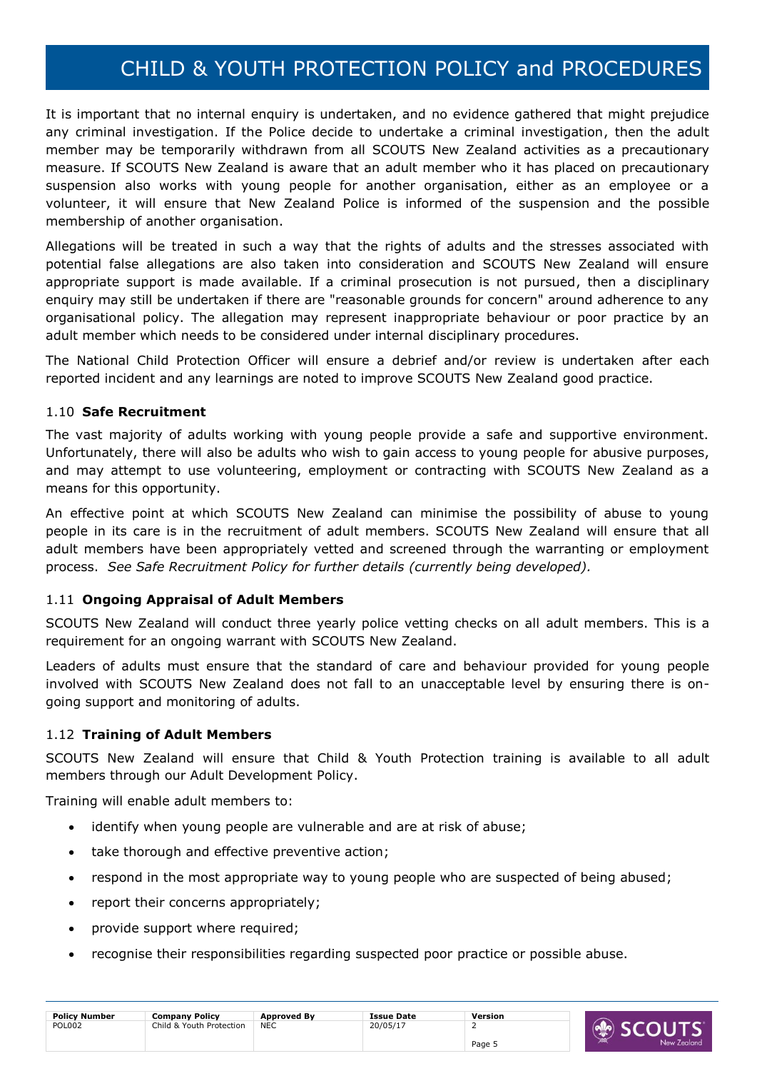It is important that no internal enquiry is undertaken, and no evidence gathered that might prejudice any criminal investigation. If the Police decide to undertake a criminal investigation, then the adult member may be temporarily withdrawn from all SCOUTS New Zealand activities as a precautionary measure. If SCOUTS New Zealand is aware that an adult member who it has placed on precautionary suspension also works with young people for another organisation, either as an employee or a volunteer, it will ensure that New Zealand Police is informed of the suspension and the possible membership of another organisation.

Allegations will be treated in such a way that the rights of adults and the stresses associated with potential false allegations are also taken into consideration and SCOUTS New Zealand will ensure appropriate support is made available. If a criminal prosecution is not pursued, then a disciplinary enquiry may still be undertaken if there are "reasonable grounds for concern" around adherence to any organisational policy. The allegation may represent inappropriate behaviour or poor practice by an adult member which needs to be considered under internal disciplinary procedures.

The National Child Protection Officer will ensure a debrief and/or review is undertaken after each reported incident and any learnings are noted to improve SCOUTS New Zealand good practice.

### 1.10 **Safe Recruitment**

The vast majority of adults working with young people provide a safe and supportive environment. Unfortunately, there will also be adults who wish to gain access to young people for abusive purposes, and may attempt to use volunteering, employment or contracting with SCOUTS New Zealand as a means for this opportunity.

An effective point at which SCOUTS New Zealand can minimise the possibility of abuse to young people in its care is in the recruitment of adult members. SCOUTS New Zealand will ensure that all adult members have been appropriately vetted and screened through the warranting or employment process. *See Safe Recruitment Policy for further details (currently being developed).*

### 1.11 **Ongoing Appraisal of Adult Members**

SCOUTS New Zealand will conduct three yearly police vetting checks on all adult members. This is a requirement for an ongoing warrant with SCOUTS New Zealand.

Leaders of adults must ensure that the standard of care and behaviour provided for young people involved with SCOUTS New Zealand does not fall to an unacceptable level by ensuring there is on-going support and monitoring of adults.

### 1.12 **Training of Adult Members**

SCOUTS New Zealand will ensure that Child & Youth Protection training is available to all adult members through our Adult Development Policy.

Training will enable adult members to:

- identify when young people are vulnerable and are at risk of abuse;
- take thorough and effective preventive action;
- respond in the most appropriate way to young people who are suspected of being abused;
- report their concerns appropriately;
- provide support where required;
- recognise their responsibilities regarding suspected poor practice or possible abuse.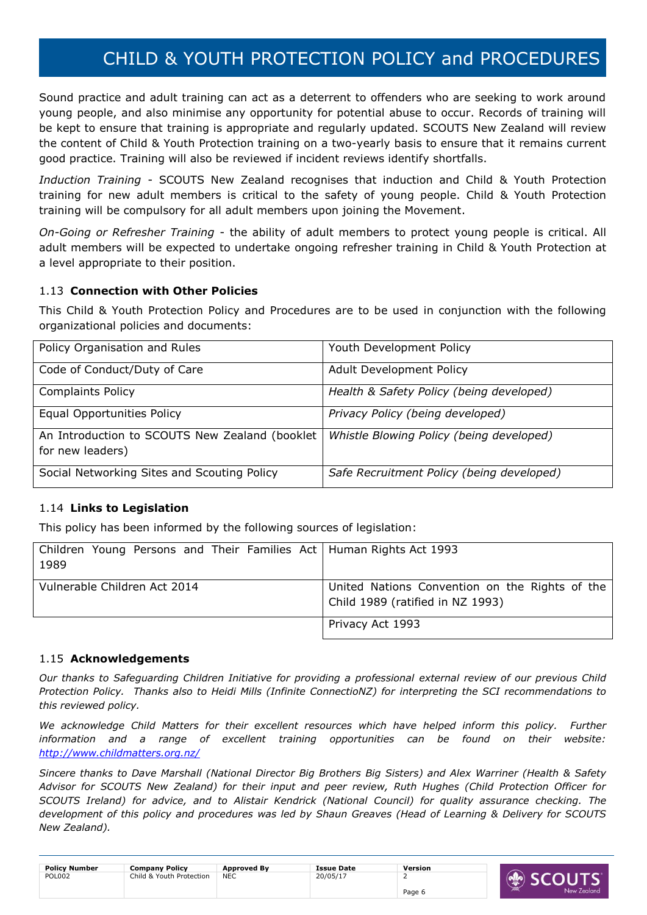Sound practice and adult training can act as a deterrent to offenders who are seeking to work around young people, and also minimise any opportunity for potential abuse to occur. Records of training will be kept to ensure that training is appropriate and regularly updated. SCOUTS New Zealand will review the content of Child & Youth Protection training on a two-yearly basis to ensure that it remains current good practice. Training will also be reviewed if incident reviews identify shortfalls.

*Induction Training* - SCOUTS New Zealand recognises that induction and Child & Youth Protection training for new adult members is critical to the safety of young people. Child & Youth Protection training will be compulsory for all adult members upon joining the Movement.

*On-Going or Refresher Training* - the ability of adult members to protect young people is critical. All adult members will be expected to undertake ongoing refresher training in Child & Youth Protection at a level appropriate to their position.

### 1.13 **Connection with Other Policies**

This Child & Youth Protection Policy and Procedures are to be used in conjunction with the following organizational policies and documents:

| | |
|---|---|
| Policy Organisation and Rules | Youth Development Policy |
| Code of Conduct/Duty of Care | Adult Development Policy |
| Complaints Policy | *Health & Safety Policy (being developed)* |
| Equal Opportunities Policy | *Privacy Policy (being developed)* |
| An Introduction to SCOUTS New Zealand (booklet for new leaders) | *Whistle Blowing Policy (being developed)* |
| Social Networking Sites and Scouting Policy | *Safe Recruitment Policy (being developed)* |

### 1.14 **Links to Legislation**

This policy has been informed by the following sources of legislation:

| | |
|---|---|
| Children Young Persons and Their Families Act 1989 | Human Rights Act 1993 |
| Vulnerable Children Act 2014 | United Nations Convention on the Rights of the Child 1989 (ratified in NZ 1993) |
| | Privacy Act 1993 |

### 1.15 **Acknowledgements**

*Our thanks to Safeguarding Children Initiative for providing a professional external review of our previous Child Protection Policy. Thanks also to Heidi Mills (Infinite ConnectioNZ) for interpreting the SCI recommendations to this reviewed policy.*

*We acknowledge Child Matters for their excellent resources which have helped inform this policy. Further information and a range of excellent training opportunities can be found on their website: http://www.childmatters.org.nz/*

*Sincere thanks to Dave Marshall (National Director Big Brothers Big Sisters) and Alex Warriner (Health & Safety Advisor for SCOUTS New Zealand) for their input and peer review, Ruth Hughes (Child Protection Officer for SCOUTS Ireland) for advice, and to Alistair Kendrick (National Council) for quality assurance checking. The development of this policy and procedures was led by Shaun Greaves (Head of Learning & Delivery for SCOUTS New Zealand).*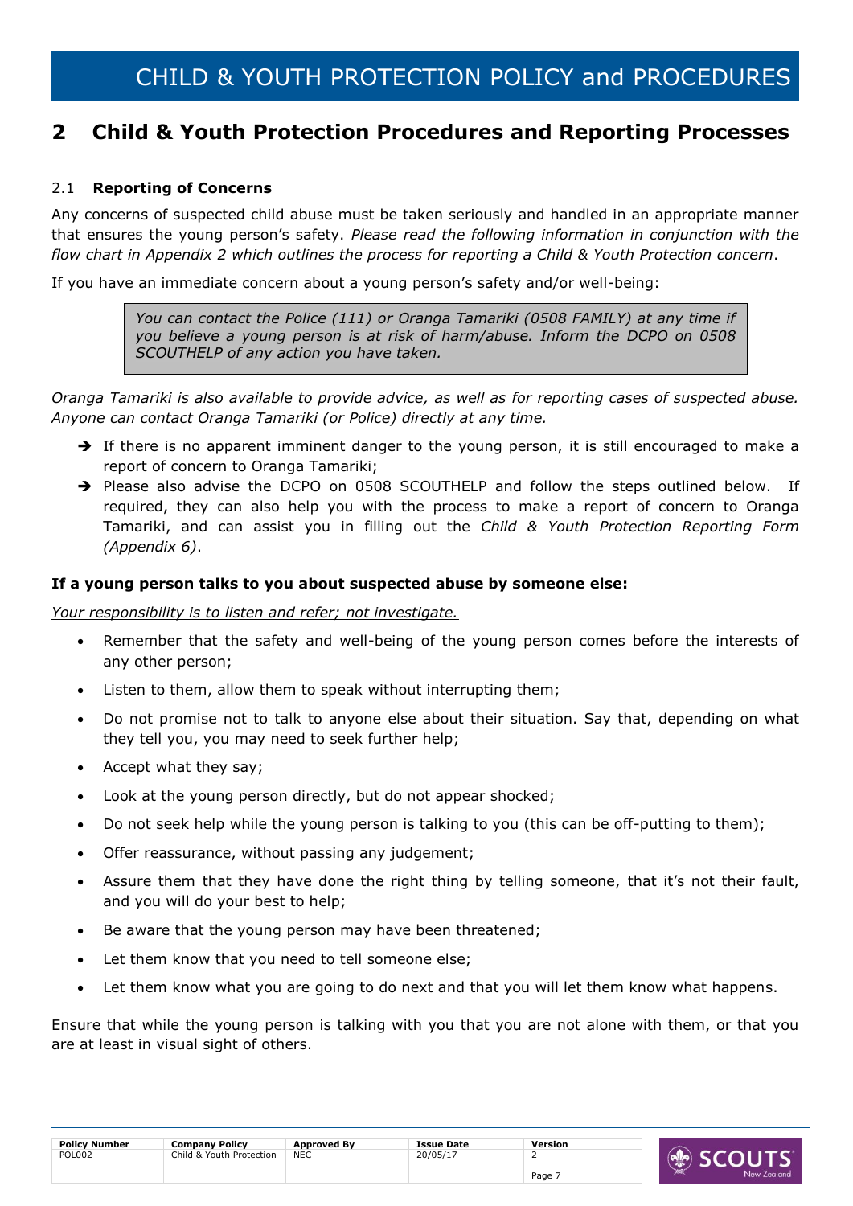## 2 Child & Youth Protection Procedures and Reporting Processes

### 2.1 Reporting of Concerns

Any concerns of suspected child abuse must be taken seriously and handled in an appropriate manner that ensures the young person's safety. *Please read the following information in conjunction with the flow chart in Appendix 2 which outlines the process for reporting a Child & Youth Protection concern*.

If you have an immediate concern about a young person's safety and/or well-being:

> *You can contact the Police (111) or Oranga Tamariki (0508 FAMILY) at any time if you believe a young person is at risk of harm/abuse. Inform the DCPO on 0508 SCOUTHELP of any action you have taken.*

*Oranga Tamariki is also available to provide advice, as well as for reporting cases of suspected abuse. Anyone can contact Oranga Tamariki (or Police) directly at any time.*

- ➔ If there is no apparent imminent danger to the young person, it is still encouraged to make a report of concern to Oranga Tamariki;
- ➔ Please also advise the DCPO on 0508 SCOUTHELP and follow the steps outlined below. If required, they can also help you with the process to make a report of concern to Oranga Tamariki, and can assist you in filling out the *Child & Youth Protection Reporting Form (Appendix 6)*.

**If a young person talks to you about suspected abuse by someone else:**

<u>*Your responsibility is to listen and refer; not investigate.*</u>

- Remember that the safety and well-being of the young person comes before the interests of any other person;
- Listen to them, allow them to speak without interrupting them;
- Do not promise not to talk to anyone else about their situation. Say that, depending on what they tell you, you may need to seek further help;
- Accept what they say;
- Look at the young person directly, but do not appear shocked;
- Do not seek help while the young person is talking to you (this can be off-putting to them);
- Offer reassurance, without passing any judgement;
- Assure them that they have done the right thing by telling someone, that it's not their fault, and you will do your best to help;
- Be aware that the young person may have been threatened;
- Let them know that you need to tell someone else;
- Let them know what you are going to do next and that you will let them know what happens.

Ensure that while the young person is talking with you that you are not alone with them, or that you are at least in visual sight of others.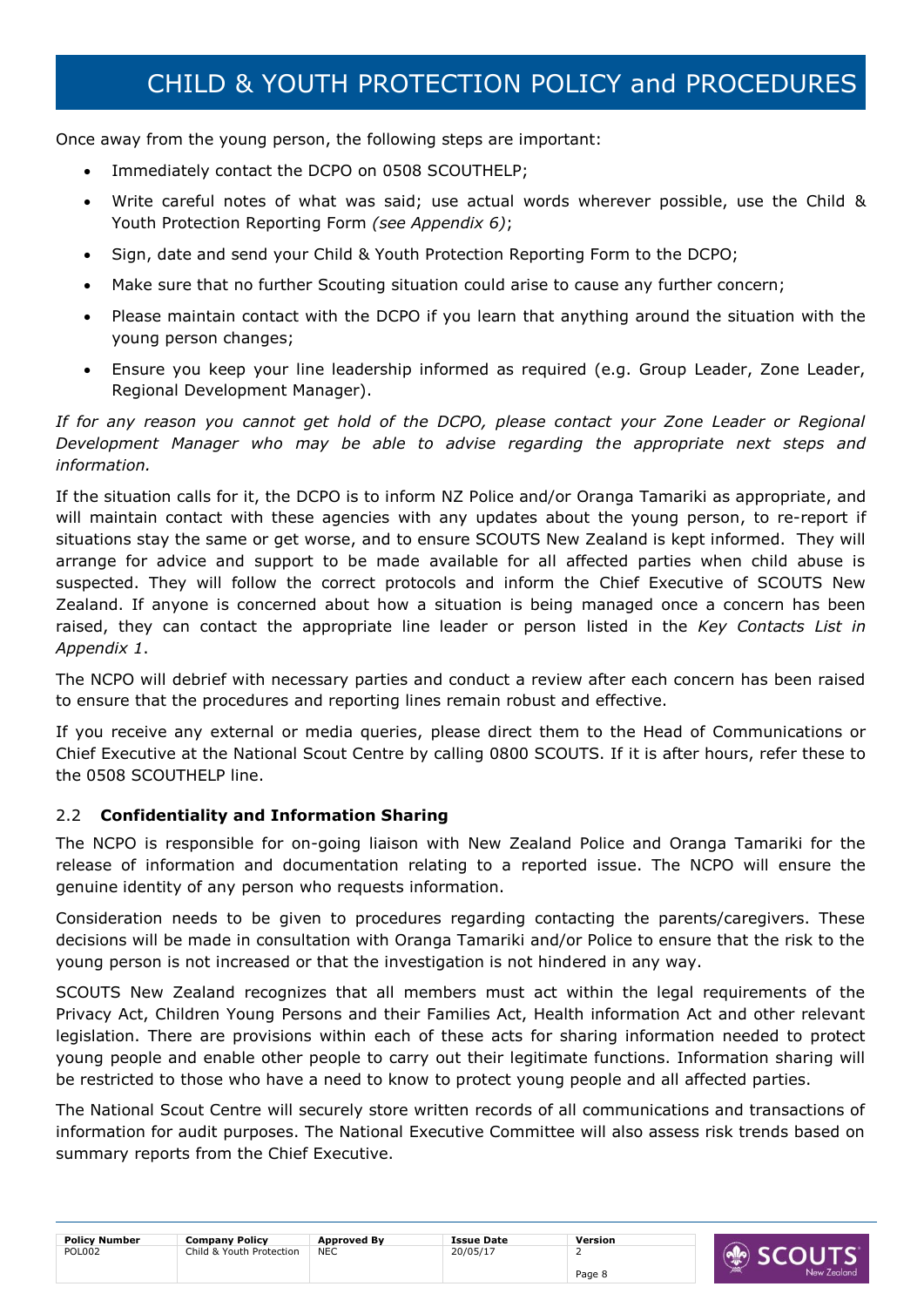Once away from the young person, the following steps are important:

- Immediately contact the DCPO on 0508 SCOUTHELP;
- Write careful notes of what was said; use actual words wherever possible, use the Child & Youth Protection Reporting Form *(see Appendix 6)*;
- Sign, date and send your Child & Youth Protection Reporting Form to the DCPO;
- Make sure that no further Scouting situation could arise to cause any further concern;
- Please maintain contact with the DCPO if you learn that anything around the situation with the young person changes;
- Ensure you keep your line leadership informed as required (e.g. Group Leader, Zone Leader, Regional Development Manager).

*If for any reason you cannot get hold of the DCPO, please contact your Zone Leader or Regional Development Manager who may be able to advise regarding the appropriate next steps and information.*

If the situation calls for it, the DCPO is to inform NZ Police and/or Oranga Tamariki as appropriate, and will maintain contact with these agencies with any updates about the young person, to re-report if situations stay the same or get worse, and to ensure SCOUTS New Zealand is kept informed. They will arrange for advice and support to be made available for all affected parties when child abuse is suspected. They will follow the correct protocols and inform the Chief Executive of SCOUTS New Zealand. If anyone is concerned about how a situation is being managed once a concern has been raised, they can contact the appropriate line leader or person listed in the *Key Contacts List in Appendix 1*.

The NCPO will debrief with necessary parties and conduct a review after each concern has been raised to ensure that the procedures and reporting lines remain robust and effective.

If you receive any external or media queries, please direct them to the Head of Communications or Chief Executive at the National Scout Centre by calling 0800 SCOUTS. If it is after hours, refer these to the 0508 SCOUTHELP line.

### 2.2 **Confidentiality and Information Sharing**

The NCPO is responsible for on-going liaison with New Zealand Police and Oranga Tamariki for the release of information and documentation relating to a reported issue. The NCPO will ensure the genuine identity of any person who requests information.

Consideration needs to be given to procedures regarding contacting the parents/caregivers. These decisions will be made in consultation with Oranga Tamariki and/or Police to ensure that the risk to the young person is not increased or that the investigation is not hindered in any way.

SCOUTS New Zealand recognizes that all members must act within the legal requirements of the Privacy Act, Children Young Persons and their Families Act, Health information Act and other relevant legislation. There are provisions within each of these acts for sharing information needed to protect young people and enable other people to carry out their legitimate functions. Information sharing will be restricted to those who have a need to know to protect young people and all affected parties.

The National Scout Centre will securely store written records of all communications and transactions of information for audit purposes. The National Executive Committee will also assess risk trends based on summary reports from the Chief Executive.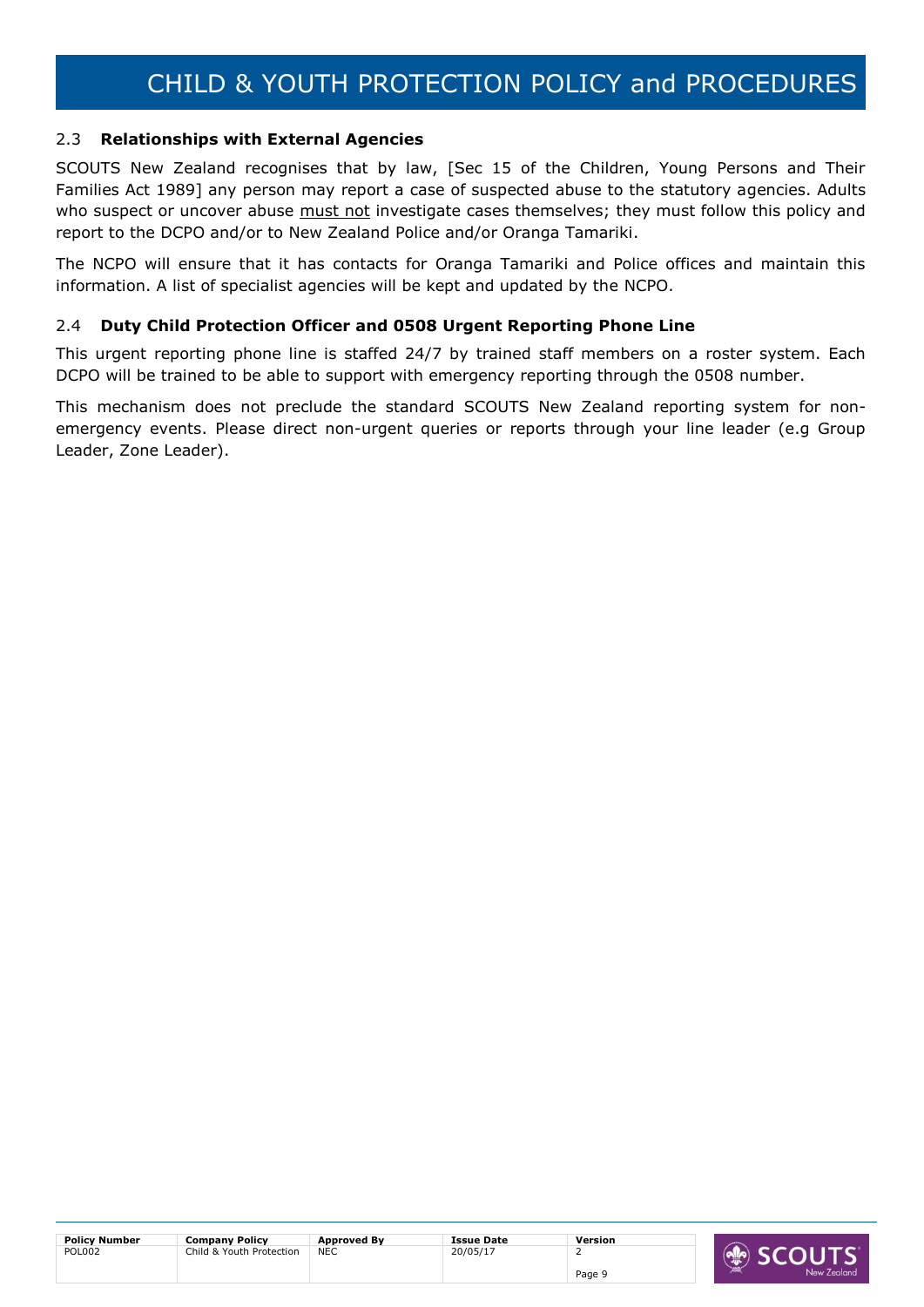### 2.3 **Relationships with External Agencies**

SCOUTS New Zealand recognises that by law, [Sec 15 of the Children, Young Persons and Their Families Act 1989] any person may report a case of suspected abuse to the statutory agencies. Adults who suspect or uncover abuse <u>must not</u> investigate cases themselves; they must follow this policy and report to the DCPO and/or to New Zealand Police and/or Oranga Tamariki.

The NCPO will ensure that it has contacts for Oranga Tamariki and Police offices and maintain this information. A list of specialist agencies will be kept and updated by the NCPO.

### 2.4 **Duty Child Protection Officer and 0508 Urgent Reporting Phone Line**

This urgent reporting phone line is staffed 24/7 by trained staff members on a roster system. Each DCPO will be trained to be able to support with emergency reporting through the 0508 number.

This mechanism does not preclude the standard SCOUTS New Zealand reporting system for non-emergency events. Please direct non-urgent queries or reports through your line leader (e.g Group Leader, Zone Leader).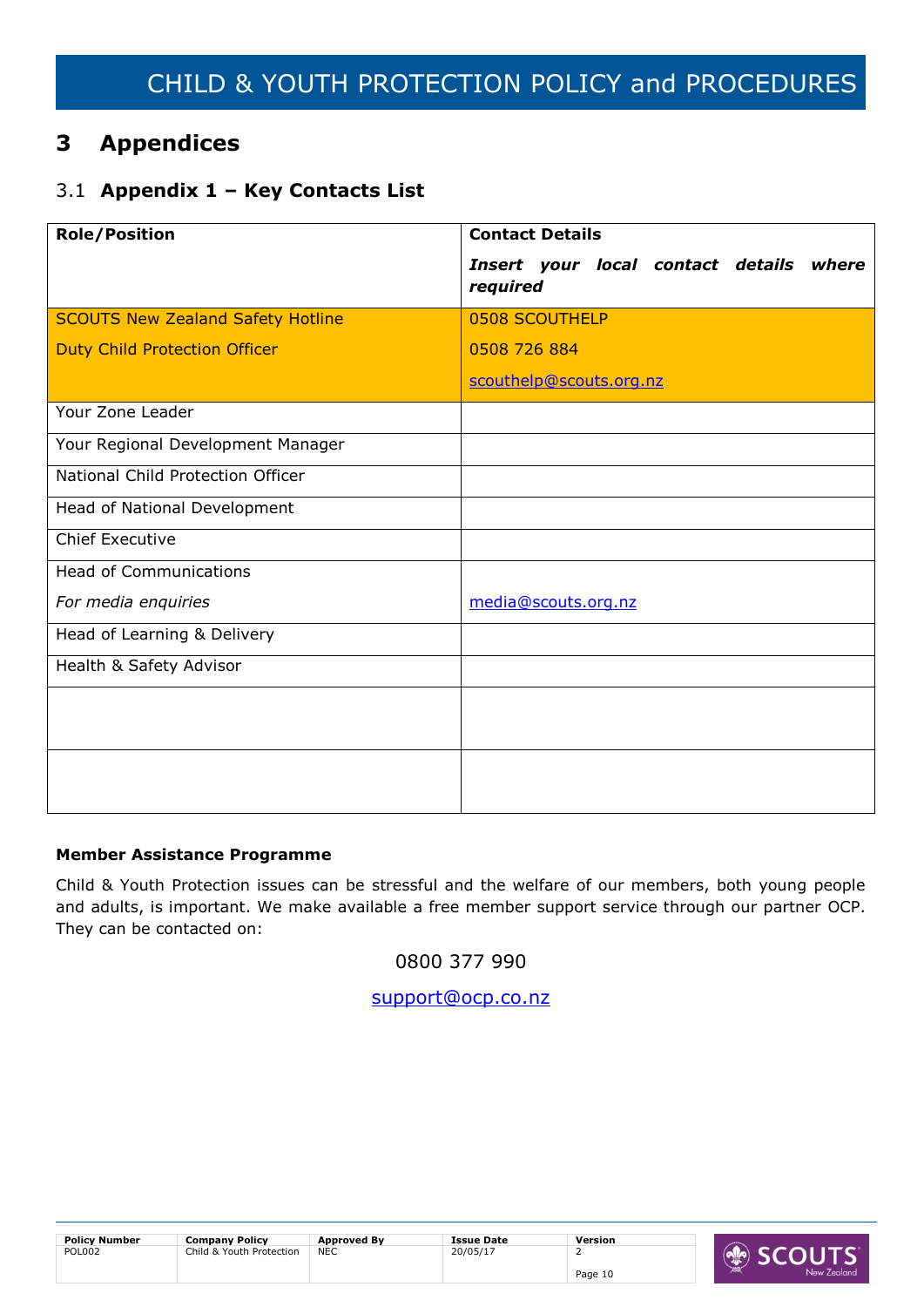# 3 Appendices

## 3.1 Appendix 1 – Key Contacts List

| Role/Position | Contact Details<br>***Insert your local contact details where required*** |
|---|---|
| SCOUTS New Zealand Safety Hotline<br>Duty Child Protection Officer | 0508 SCOUTHELP<br>0508 726 884<br>scouthelp@scouts.org.nz |
| Your Zone Leader | |
| Your Regional Development Manager | |
| National Child Protection Officer | |
| Head of National Development | |
| Chief Executive | |
| Head of Communications<br>*For media enquiries* | media@scouts.org.nz |
| Head of Learning & Delivery | |
| Health & Safety Advisor | |
| | |
| | |

**Member Assistance Programme**

Child & Youth Protection issues can be stressful and the welfare of our members, both young people and adults, is important. We make available a free member support service through our partner OCP. They can be contacted on:

0800 377 990

support@ocp.co.nz

| Policy Number | Company Policy | Approved By | Issue Date | Version |
|---|---|---|---|---|
| POL002 | Child & Youth Protection | NEC | 20/05/17 | 2 |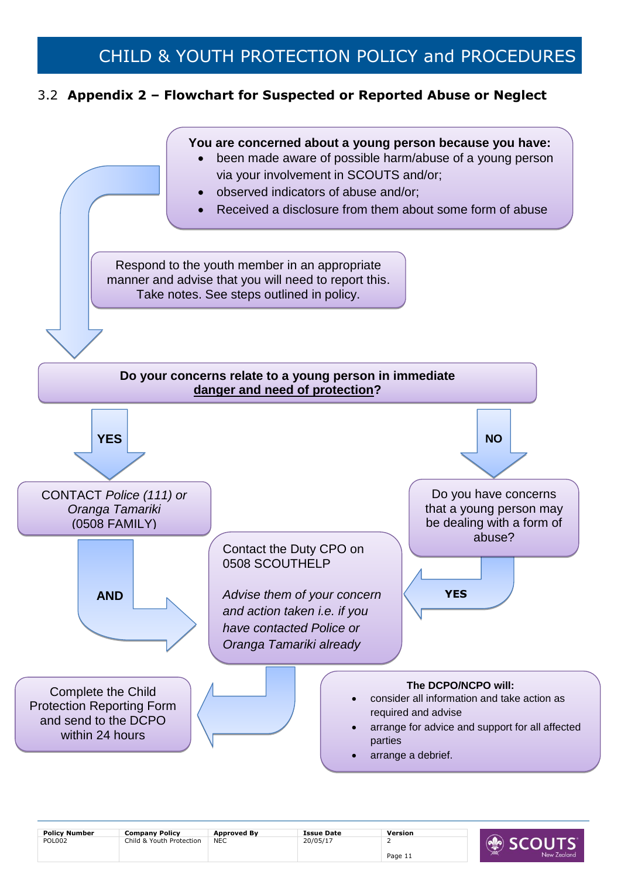## 3.2 **Appendix 2 – Flowchart for Suspected or Reported Abuse or Neglect**

**You are concerned about a young person because you have:**

- been made aware of possible harm/abuse of a young person via your involvement in SCOUTS and/or;
- observed indicators of abuse and/or;
- Received a disclosure from them about some form of abuse

Respond to the youth member in an appropriate manner and advise that you will need to report this. Take notes. See steps outlined in policy.

**Do your concerns relate to a young person in immediate danger and need of protection?**

**YES**

CONTACT *Police (111) or Oranga Tamariki* (0508 FAMILY)

**AND**

Contact the Duty CPO on 0508 SCOUTHELP

*Advise them of your concern and action taken i.e. if you have contacted Police or Oranga Tamariki already*

**NO**

Do you have concerns that a young person may be dealing with a form of abuse?

**YES** → Contact the Duty CPO on 0508 SCOUTHELP

Complete the Child Protection Reporting Form and send to the DCPO within 24 hours

**The DCPO/NCPO will:**

- consider all information and take action as required and advise
- arrange for advice and support for all affected parties
- arrange a debrief.

| Policy Number | Company Policy | Approved By | Issue Date | Version |
| --- | --- | --- | --- | --- |
| POL002 | Child & Youth Protection | NEC | 20/05/17 | 2 |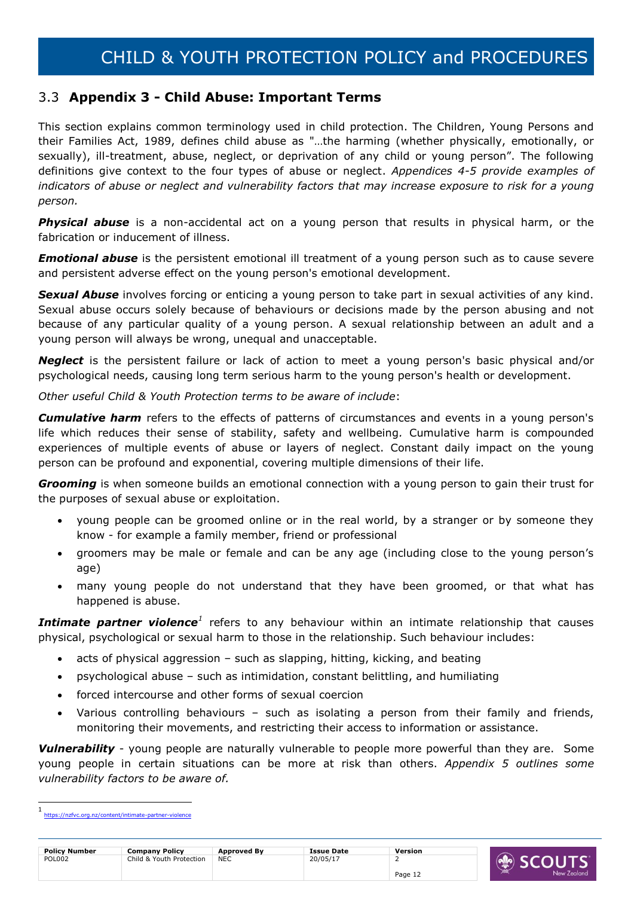## 3.3 Appendix 3 - Child Abuse: Important Terms

This section explains common terminology used in child protection. The Children, Young Persons and their Families Act, 1989, defines child abuse as "…the harming (whether physically, emotionally, or sexually), ill-treatment, abuse, neglect, or deprivation of any child or young person". The following definitions give context to the four types of abuse or neglect. *Appendices 4-5 provide examples of indicators of abuse or neglect and vulnerability factors that may increase exposure to risk for a young person.*

***Physical abuse*** is a non-accidental act on a young person that results in physical harm, or the fabrication or inducement of illness.

***Emotional abuse*** is the persistent emotional ill treatment of a young person such as to cause severe and persistent adverse effect on the young person's emotional development.

***Sexual Abuse*** involves forcing or enticing a young person to take part in sexual activities of any kind. Sexual abuse occurs solely because of behaviours or decisions made by the person abusing and not because of any particular quality of a young person. A sexual relationship between an adult and a young person will always be wrong, unequal and unacceptable.

***Neglect*** is the persistent failure or lack of action to meet a young person's basic physical and/or psychological needs, causing long term serious harm to the young person's health or development.

*Other useful Child & Youth Protection terms to be aware of include*:

***Cumulative harm*** refers to the effects of patterns of circumstances and events in a young person's life which reduces their sense of stability, safety and wellbeing. Cumulative harm is compounded experiences of multiple events of abuse or layers of neglect. Constant daily impact on the young person can be profound and exponential, covering multiple dimensions of their life.

***Grooming*** is when someone builds an emotional connection with a young person to gain their trust for the purposes of sexual abuse or exploitation.

- young people can be groomed online or in the real world, by a stranger or by someone they know - for example a family member, friend or professional
- groomers may be male or female and can be any age (including close to the young person's age)
- many young people do not understand that they have been groomed, or that what has happened is abuse.

***Intimate partner violence***[1] refers to any behaviour within an intimate relationship that causes physical, psychological or sexual harm to those in the relationship. Such behaviour includes:

- acts of physical aggression – such as slapping, hitting, kicking, and beating
- psychological abuse – such as intimidation, constant belittling, and humiliating
- forced intercourse and other forms of sexual coercion
- Various controlling behaviours – such as isolating a person from their family and friends, monitoring their movements, and restricting their access to information or assistance.

***Vulnerability*** - young people are naturally vulnerable to people more powerful than they are. Some young people in certain situations can be more at risk than others. *Appendix 5 outlines some vulnerability factors to be aware of.*

[1] https://nzfvc.org.nz/content/intimate-partner-violence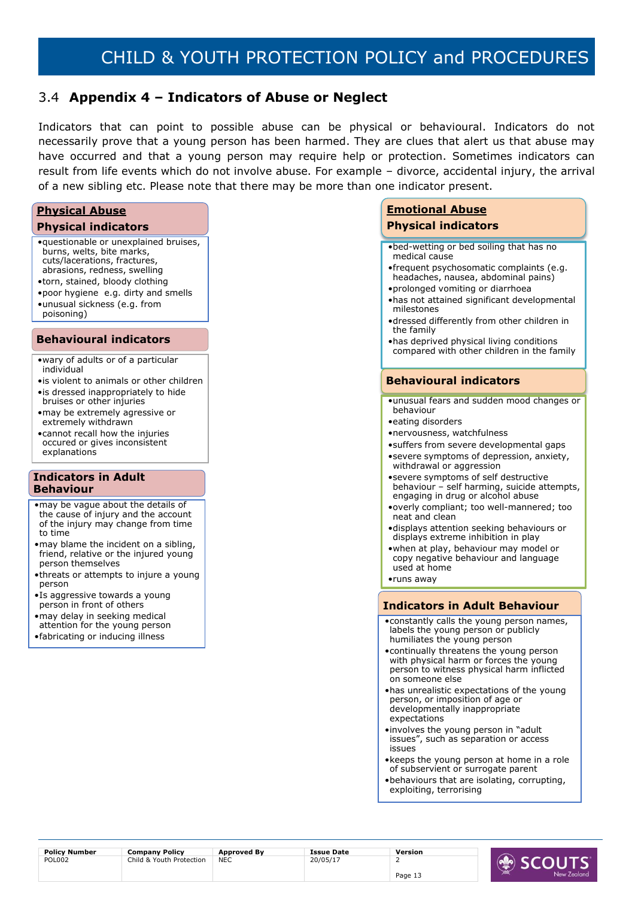## 3.4 **Appendix 4 – Indicators of Abuse or Neglect**

Indicators that can point to possible abuse can be physical or behavioural. Indicators do not necessarily prove that a young person has been harmed. They are clues that alert us that abuse may have occurred and that a young person may require help or protection. Sometimes indicators can result from life events which do not involve abuse. For example – divorce, accidental injury, the arrival of a new sibling etc. Please note that there may be more than one indicator present.

### Physical Abuse

#### Physical indicators

- questionable or unexplained bruises, burns, welts, bite marks, cuts/lacerations, fractures, abrasions, redness, swelling
- torn, stained, bloody clothing
- poor hygiene e.g. dirty and smells
- unusual sickness (e.g. from poisoning)

#### Behavioural indicators

- wary of adults or of a particular individual
- is violent to animals or other children
- is dressed inappropriately to hide bruises or other injuries
- may be extremely agressive or extremely withdrawn
- cannot recall how the injuries occured or gives inconsistent explanations

#### Indicators in Adult Behaviour

- may be vague about the details of the cause of injury and the account of the injury may change from time to time
- may blame the incident on a sibling, friend, relative or the injured young person themselves
- threats or attempts to injure a young person
- Is aggressive towards a young person in front of others
- may delay in seeking medical attention for the young person
- fabricating or inducing illness

### Emotional Abuse

#### Physical indicators

- bed-wetting or bed soiling that has no medical cause
- frequent psychosomatic complaints (e.g. headaches, nausea, abdominal pains)
- prolonged vomiting or diarrhoea
- has not attained significant developmental milestones
- dressed differently from other children in the family
- has deprived physical living conditions compared with other children in the family

#### Behavioural indicators

- unusual fears and sudden mood changes or behaviour
- eating disorders
- nervousness, watchfulness
- suffers from severe developmental gaps
- severe symptoms of depression, anxiety, withdrawal or aggression
- severe symptoms of self destructive behaviour – self harming, suicide attempts, engaging in drug or alcohol abuse
- overly compliant; too well-mannered; too neat and clean
- displays attention seeking behaviours or displays extreme inhibition in play
- when at play, behaviour may model or copy negative behaviour and language used at home
- runs away

#### Indicators in Adult Behaviour

- constantly calls the young person names, labels the young person or publicly humiliates the young person
- continually threatens the young person with physical harm or forces the young person to witness physical harm inflicted on someone else
- has unrealistic expectations of the young person, or imposition of age or developmentally inappropriate expectations
- involves the young person in "adult issues", such as separation or access issues
- keeps the young person at home in a role of subservient or surrogate parent
- behaviours that are isolating, corrupting, exploiting, terrorising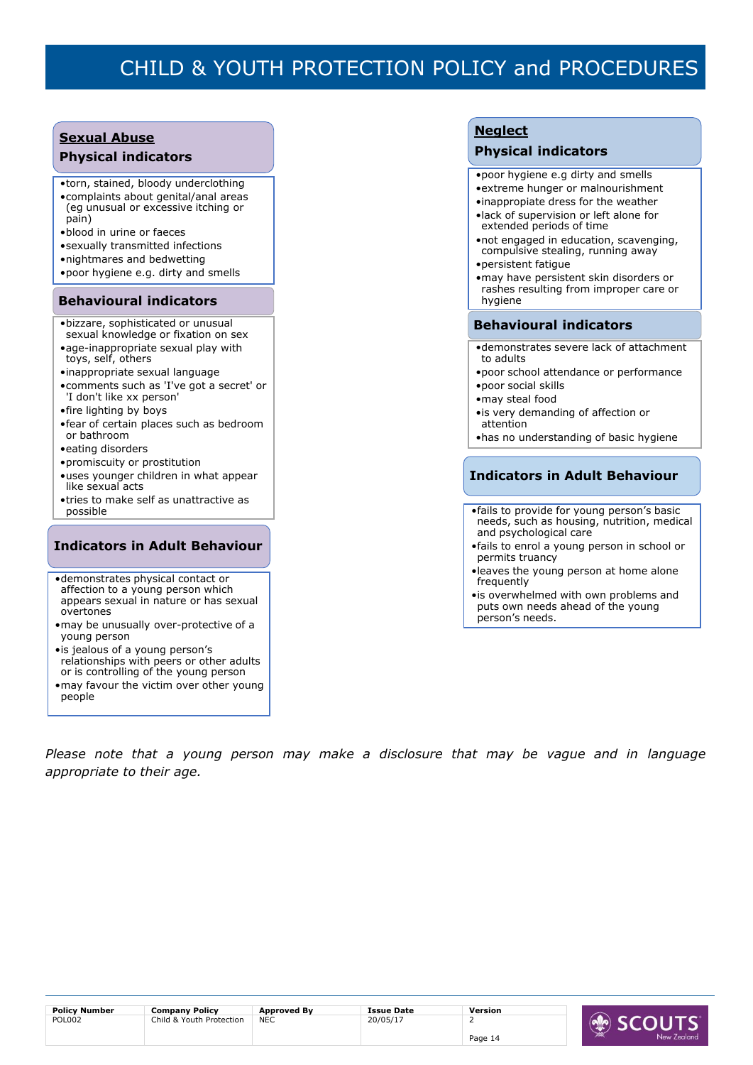## Sexual Abuse

### Physical indicators

- torn, stained, bloody underclothing
- complaints about genital/anal areas (eg unusual or excessive itching or pain)
- blood in urine or faeces
- sexually transmitted infections
- nightmares and bedwetting
- poor hygiene e.g. dirty and smells

### Behavioural indicators

- bizzare, sophisticated or unusual sexual knowledge or fixation on sex
- age-inappropriate sexual play with toys, self, others
- inappropriate sexual language
- comments such as 'I've got a secret' or 'I don't like xx person'
- fire lighting by boys
- fear of certain places such as bedroom or bathroom
- eating disorders
- promiscuity or prostitution
- uses younger children in what appear like sexual acts
- tries to make self as unattractive as possible

### Indicators in Adult Behaviour

- demonstrates physical contact or affection to a young person which appears sexual in nature or has sexual overtones
- may be unusually over-protective of a young person
- is jealous of a young person's relationships with peers or other adults or is controlling of the young person
- may favour the victim over other young people

## Neglect

### Physical indicators

- poor hygiene e.g dirty and smells
- extreme hunger or malnourishment
- inappropriate dress for the weather
- lack of supervision or left alone for extended periods of time
- not engaged in education, scavenging, compulsive stealing, running away
- persistent fatigue
- may have persistent skin disorders or rashes resulting from improper care or hygiene

### Behavioural indicators

- demonstrates severe lack of attachment to adults
- poor school attendance or performance
- poor social skills
- may steal food
- is very demanding of affection or attention
- has no understanding of basic hygiene

### Indicators in Adult Behaviour

- fails to provide for young person's basic needs, such as housing, nutrition, medical and psychological care
- fails to enrol a young person in school or permits truancy
- leaves the young person at home alone frequently
- is overwhelmed with own problems and puts own needs ahead of the young person's needs.

*Please note that a young person may make a disclosure that may be vague and in language appropriate to their age.*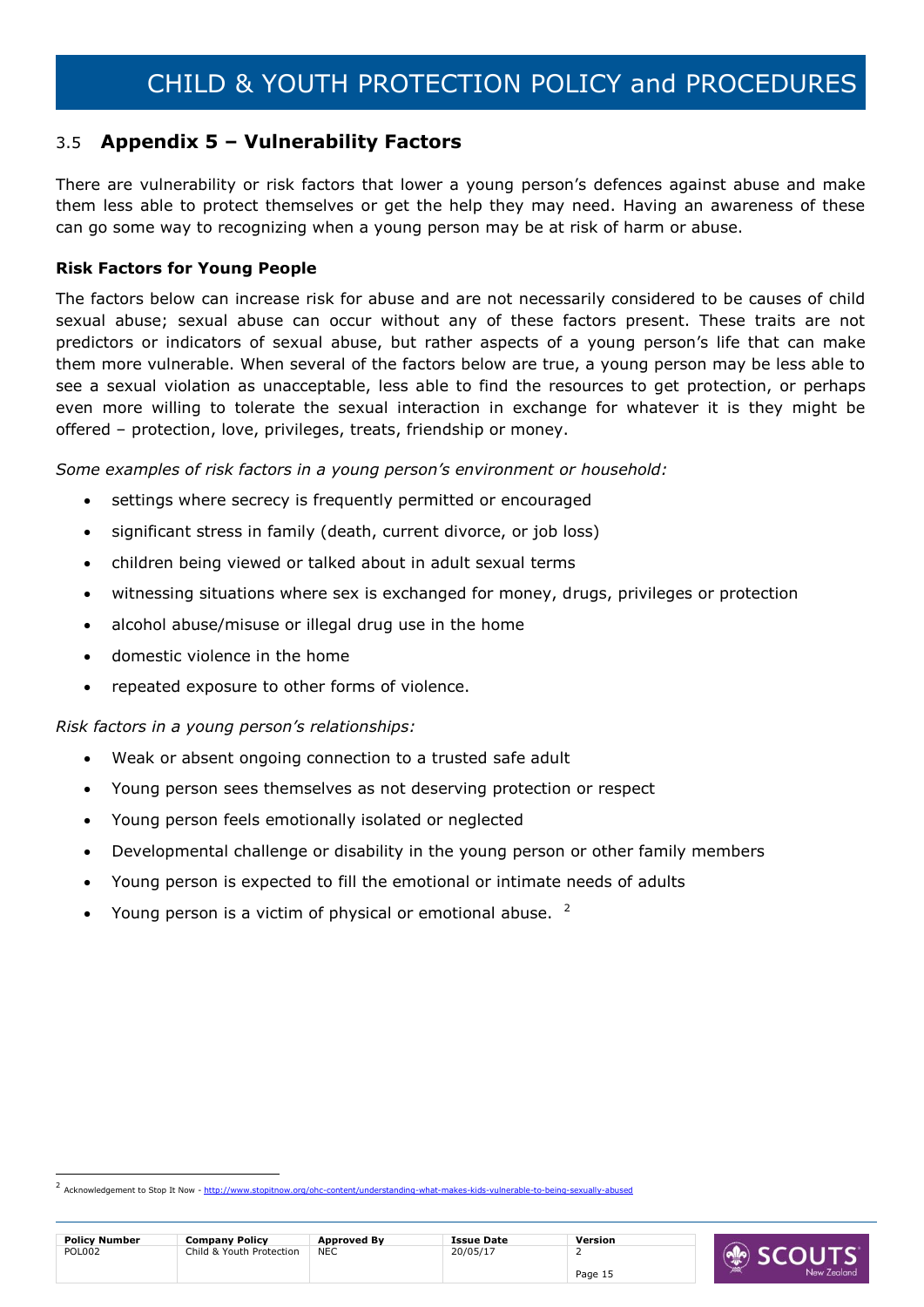## 3.5 Appendix 5 – Vulnerability Factors

There are vulnerability or risk factors that lower a young person's defences against abuse and make them less able to protect themselves or get the help they may need. Having an awareness of these can go some way to recognizing when a young person may be at risk of harm or abuse.

### Risk Factors for Young People

The factors below can increase risk for abuse and are not necessarily considered to be causes of child sexual abuse; sexual abuse can occur without any of these factors present. These traits are not predictors or indicators of sexual abuse, but rather aspects of a young person's life that can make them more vulnerable. When several of the factors below are true, a young person may be less able to see a sexual violation as unacceptable, less able to find the resources to get protection, or perhaps even more willing to tolerate the sexual interaction in exchange for whatever it is they might be offered – protection, love, privileges, treats, friendship or money.

*Some examples of risk factors in a young person's environment or household:*

- settings where secrecy is frequently permitted or encouraged
- significant stress in family (death, current divorce, or job loss)
- children being viewed or talked about in adult sexual terms
- witnessing situations where sex is exchanged for money, drugs, privileges or protection
- alcohol abuse/misuse or illegal drug use in the home
- domestic violence in the home
- repeated exposure to other forms of violence.

*Risk factors in a young person's relationships:*

- Weak or absent ongoing connection to a trusted safe adult
- Young person sees themselves as not deserving protection or respect
- Young person feels emotionally isolated or neglected
- Developmental challenge or disability in the young person or other family members
- Young person is expected to fill the emotional or intimate needs of adults
- Young person is a victim of physical or emotional abuse. [2]

[2] Acknowledgement to Stop It Now - http://www.stopitnow.org/ohc-content/understanding-what-makes-kids-vulnerable-to-being-sexually-abused

| Policy Number | Company Policy | Approved By | Issue Date | Version |
|---|---|---|---|---|
| POL002 | Child & Youth Protection | NEC | 20/05/17 | 2 |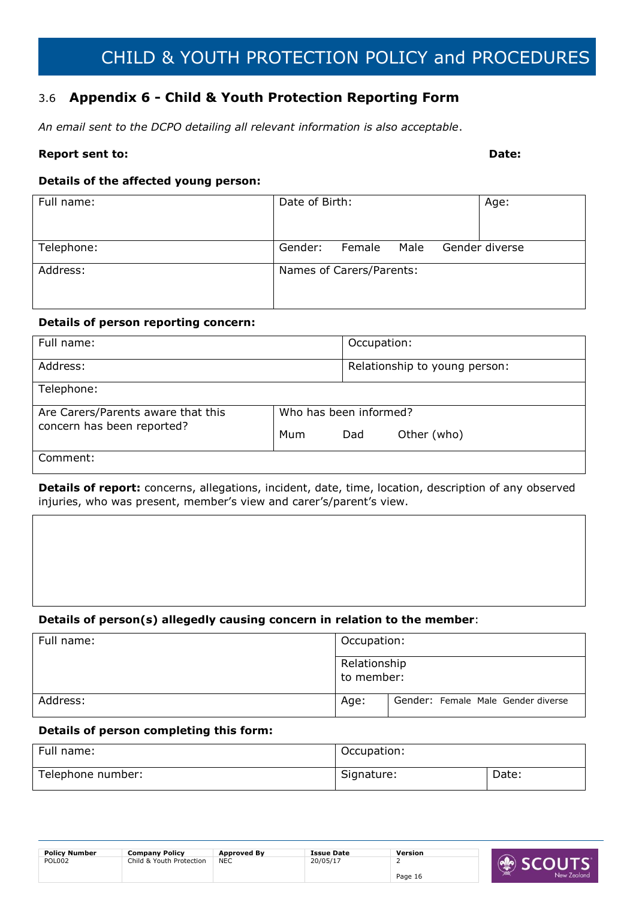## 3.6 Appendix 6 - Child & Youth Protection Reporting Form

*An email sent to the DCPO detailing all relevant information is also acceptable*.

**Report sent to:** **Date:**

**Details of the affected young person:**

| | | |
|---|---|---|
| Full name: | Date of Birth: | Age: |
| Telephone: | Gender: Female Male Gender diverse | |
| Address: | Names of Carers/Parents: | |

**Details of person reporting concern:**

| | |
|---|---|
| Full name: | Occupation: |
| Address: | Relationship to young person: |
| Telephone: | |
| Are Carers/Parents aware that this concern has been reported? | Who has been informed? Mum Dad Other (who) |
| Comment: | |

**Details of report:** concerns, allegations, incident, date, time, location, description of any observed injuries, who was present, member's view and carer's/parent's view.

| |
|---|
| |

**Details of person(s) allegedly causing concern in relation to the member**:

| | | |
|---|---|---|
| Full name: | Occupation: | |
| | Relationship to member: | |
| Address: | Age: | Gender: Female Male Gender diverse |

**Details of person completing this form:**

| | | |
|---|---|---|
| Full name: | Occupation: | |
| Telephone number: | Signature: | Date: |

| Policy Number | Company Policy | Approved By | Issue Date | Version |
|---|---|---|---|---|
| POL002 | Child & Youth Protection | NEC | 20/05/17 | 2 |